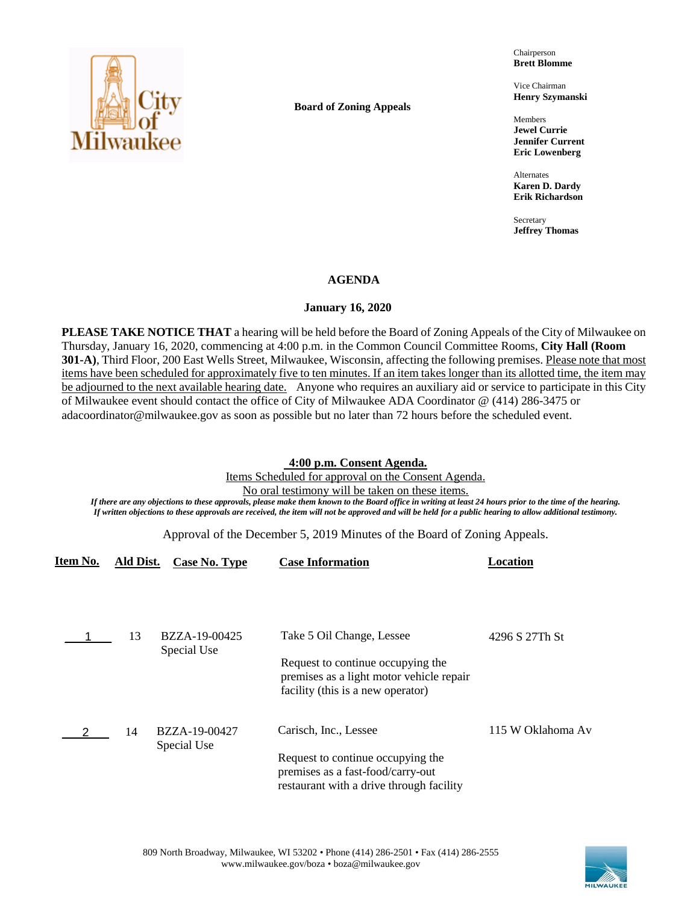City of Milwaukee

**Board of Zoning Appeals**

Chairperson
**Brett Blomme**

Vice Chairman
**Henry Szymanski**

Members
**Jewel Currie**
**Jennifer Current**
**Eric Lowenberg**

Alternates
**Karen D. Dardy**
**Erik Richardson**

Secretary
**Jeffrey Thomas**

# AGENDA

## January 16, 2020

**PLEASE TAKE NOTICE THAT** a hearing will be held before the Board of Zoning Appeals of the City of Milwaukee on Thursday, January 16, 2020, commencing at 4:00 p.m. in the Common Council Committee Rooms, **City Hall (Room 301-A)**, Third Floor, 200 East Wells Street, Milwaukee, Wisconsin, affecting the following premises. Please note that most items have been scheduled for approximately five to ten minutes. If an item takes longer than its allotted time, the item may be adjourned to the next available hearing date. Anyone who requires an auxiliary aid or service to participate in this City of Milwaukee event should contact the office of City of Milwaukee ADA Coordinator @ (414) 286-3475 or adacoordinator@milwaukee.gov as soon as possible but no later than 72 hours before the scheduled event.

**4:00 p.m. Consent Agenda.**

Items Scheduled for approval on the Consent Agenda.

No oral testimony will be taken on these items.

*If there are any objections to these approvals, please make them known to the Board office in writing at least 24 hours prior to the time of the hearing. If written objections to these approvals are received, the item will not be approved and will be held for a public hearing to allow additional testimony.*

Approval of the December 5, 2019 Minutes of the Board of Zoning Appeals.

| Item No. | Ald Dist. | Case No. Type | Case Information | Location |
|---|---|---|---|---|
| 1 | 13 | BZZA-19-00425 Special Use | Take 5 Oil Change, Lessee<br><br>Request to continue occupying the premises as a light motor vehicle repair facility (this is a new operator) | 4296 S 27Th St |
| 2 | 14 | BZZA-19-00427 Special Use | Carisch, Inc., Lessee<br><br>Request to continue occupying the premises as a fast-food/carry-out restaurant with a drive through facility | 115 W Oklahoma Av |

809 North Broadway, Milwaukee, WI 53202 • Phone (414) 286-2501 • Fax (414) 286-2555
www.milwaukee.gov/boza • boza@milwaukee.gov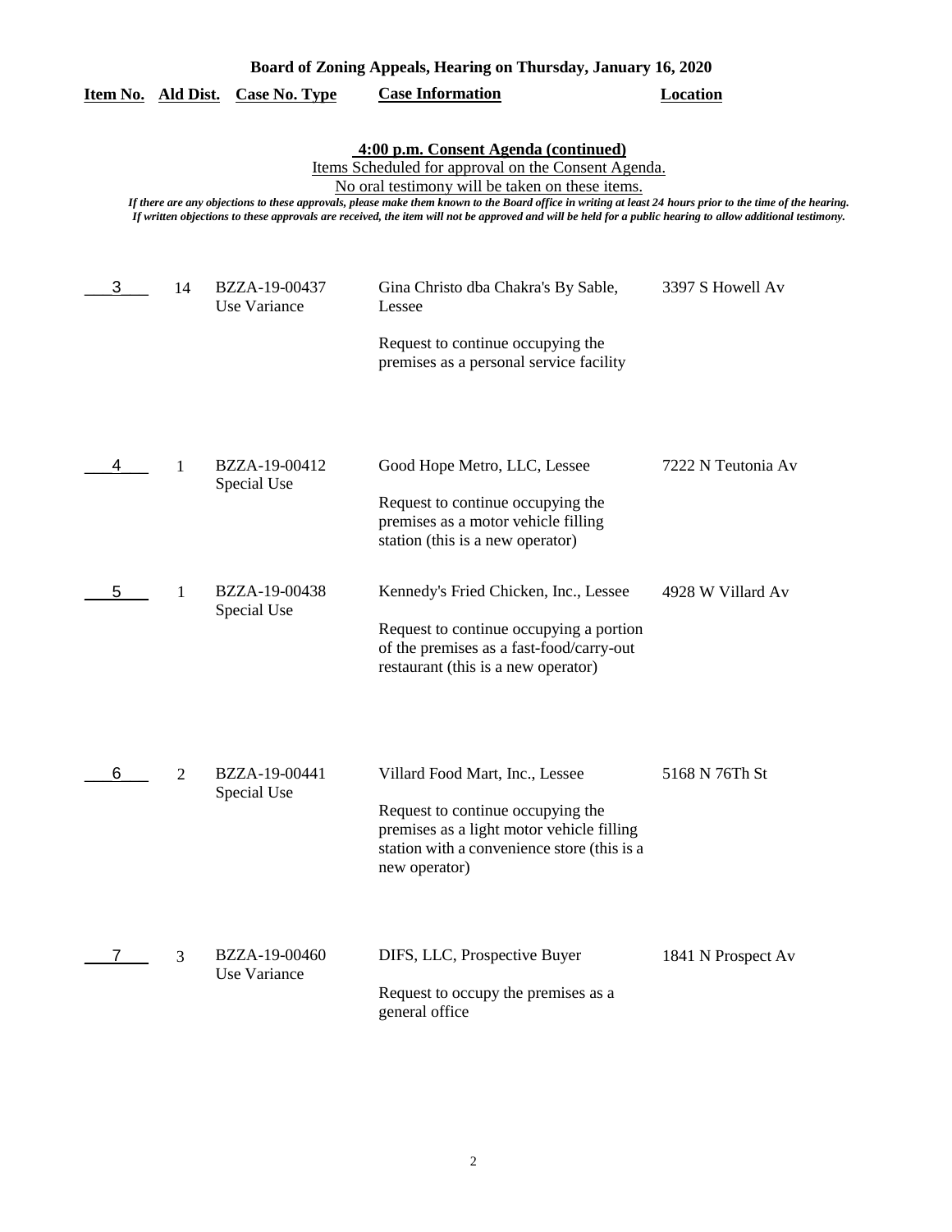**Board of Zoning Appeals, Hearing on Thursday, January 16, 2020**

**4:00 p.m. Consent Agenda (continued)**

Items Scheduled for approval on the Consent Agenda.

No oral testimony will be taken on these items.

*If there are any objections to these approvals, please make them known to the Board office in writing at least 24 hours prior to the time of the hearing. If written objections to these approvals are received, the item will not be approved and will be held for a public hearing to allow additional testimony.*

| Item No. | Ald Dist. | Case No. Type | Case Information | Location |
|---|---|---|---|---|
| 3 | 14 | BZZA-19-00437 Use Variance | Gina Christo dba Chakra's By Sable, Lessee<br><br>Request to continue occupying the premises as a personal service facility | 3397 S Howell Av |
| 4 | 1 | BZZA-19-00412 Special Use | Good Hope Metro, LLC, Lessee<br><br>Request to continue occupying the premises as a motor vehicle filling station (this is a new operator) | 7222 N Teutonia Av |
| 5 | 1 | BZZA-19-00438 Special Use | Kennedy's Fried Chicken, Inc., Lessee<br><br>Request to continue occupying a portion of the premises as a fast-food/carry-out restaurant (this is a new operator) | 4928 W Villard Av |
| 6 | 2 | BZZA-19-00441 Special Use | Villard Food Mart, Inc., Lessee<br><br>Request to continue occupying the premises as a light motor vehicle filling station with a convenience store (this is a new operator) | 5168 N 76Th St |
| 7 | 3 | BZZA-19-00460 Use Variance | DIFS, LLC, Prospective Buyer<br><br>Request to occupy the premises as a general office | 1841 N Prospect Av |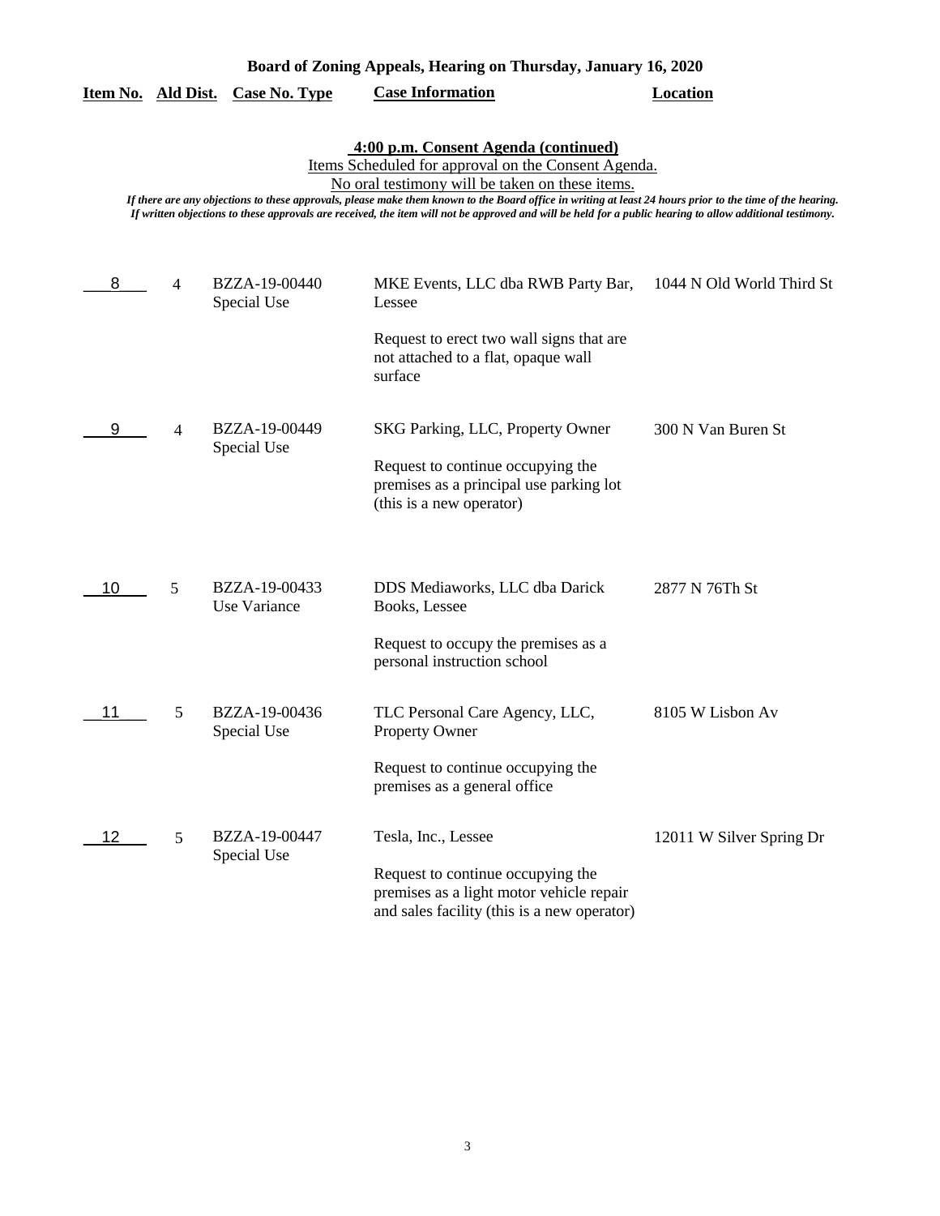**Board of Zoning Appeals, Hearing on Thursday, January 16, 2020**

**4:00 p.m. Consent Agenda (continued)**

Items Scheduled for approval on the Consent Agenda.

No oral testimony will be taken on these items.

*If there are any objections to these approvals, please make them known to the Board office in writing at least 24 hours prior to the time of the hearing. If written objections to these approvals are received, the item will not be approved and will be held for a public hearing to allow additional testimony.*

| Item No. | Ald Dist. | Case No. Type | Case Information | Location |
|---|---|---|---|---|
| 8 | 4 | BZZA-19-00440 Special Use | MKE Events, LLC dba RWB Party Bar, Lessee<br><br>Request to erect two wall signs that are not attached to a flat, opaque wall surface | 1044 N Old World Third St |
| 9 | 4 | BZZA-19-00449 Special Use | SKG Parking, LLC, Property Owner<br><br>Request to continue occupying the premises as a principal use parking lot (this is a new operator) | 300 N Van Buren St |
| 10 | 5 | BZZA-19-00433 Use Variance | DDS Mediaworks, LLC dba Darick Books, Lessee<br><br>Request to occupy the premises as a personal instruction school | 2877 N 76Th St |
| 11 | 5 | BZZA-19-00436 Special Use | TLC Personal Care Agency, LLC, Property Owner<br><br>Request to continue occupying the premises as a general office | 8105 W Lisbon Av |
| 12 | 5 | BZZA-19-00447 Special Use | Tesla, Inc., Lessee<br><br>Request to continue occupying the premises as a light motor vehicle repair and sales facility (this is a new operator) | 12011 W Silver Spring Dr |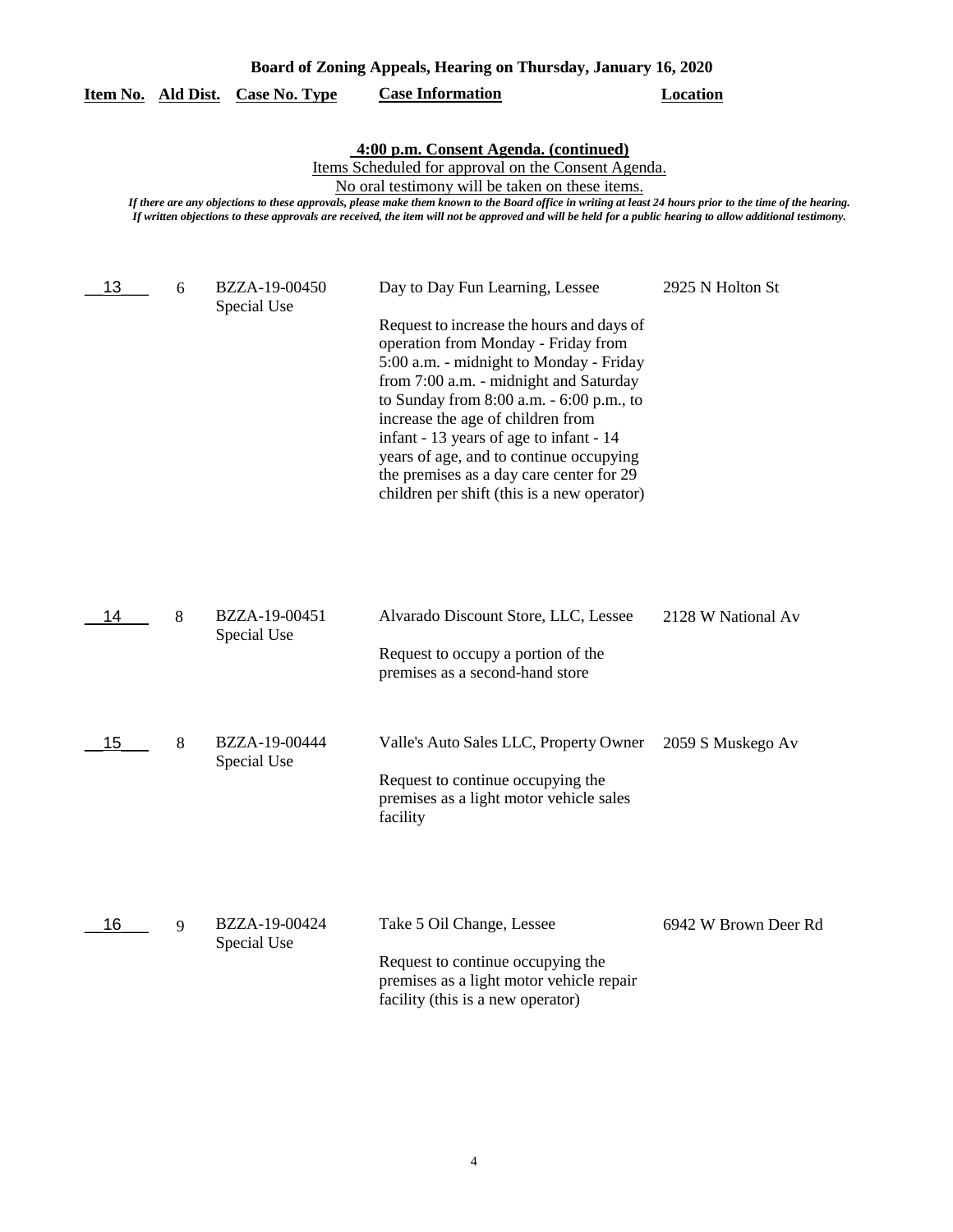**Board of Zoning Appeals, Hearing on Thursday, January 16, 2020**

**4:00 p.m. Consent Agenda. (continued)**

Items Scheduled for approval on the Consent Agenda.

No oral testimony will be taken on these items.

*If there are any objections to these approvals, please make them known to the Board office in writing at least 24 hours prior to the time of the hearing. If written objections to these approvals are received, the item will not be approved and will be held for a public hearing to allow additional testimony.*

| Item No. | Ald Dist. | Case No. Type | Case Information | Location |
|---|---|---|---|---|
| 13 | 6 | BZZA-19-00450 Special Use | Day to Day Fun Learning, Lessee<br><br>Request to increase the hours and days of operation from Monday - Friday from 5:00 a.m. - midnight to Monday - Friday from 7:00 a.m. - midnight and Saturday to Sunday from 8:00 a.m. - 6:00 p.m., to increase the age of children from infant - 13 years of age to infant - 14 years of age, and to continue occupying the premises as a day care center for 29 children per shift (this is a new operator) | 2925 N Holton St |
| 14 | 8 | BZZA-19-00451 Special Use | Alvarado Discount Store, LLC, Lessee<br><br>Request to occupy a portion of the premises as a second-hand store | 2128 W National Av |
| 15 | 8 | BZZA-19-00444 Special Use | Valle's Auto Sales LLC, Property Owner<br><br>Request to continue occupying the premises as a light motor vehicle sales facility | 2059 S Muskego Av |
| 16 | 9 | BZZA-19-00424 Special Use | Take 5 Oil Change, Lessee<br><br>Request to continue occupying the premises as a light motor vehicle repair facility (this is a new operator) | 6942 W Brown Deer Rd |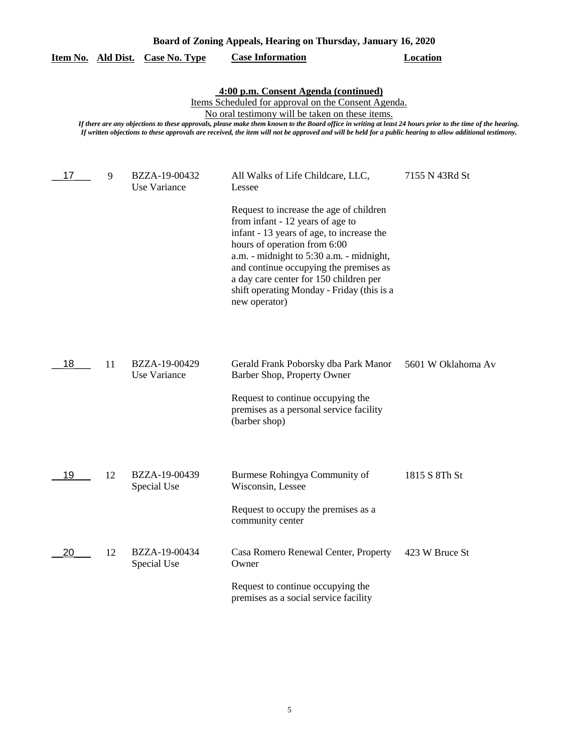**Board of Zoning Appeals, Hearing on Thursday, January 16, 2020**

**4:00 p.m. Consent Agenda (continued)**

Items Scheduled for approval on the Consent Agenda.
No oral testimony will be taken on these items.

*If there are any objections to these approvals, please make them known to the Board office in writing at least 24 hours prior to the time of the hearing. If written objections to these approvals are received, the item will not be approved and will be held for a public hearing to allow additional testimony.*

| Item No. | Ald Dist. | Case No. Type | Case Information | Location |
|---|---|---|---|---|
| 17 | 9 | BZZA-19-00432 Use Variance | All Walks of Life Childcare, LLC, Lessee<br><br>Request to increase the age of children from infant - 12 years of age to infant - 13 years of age, to increase the hours of operation from 6:00 a.m. - midnight to 5:30 a.m. - midnight, and continue occupying the premises as a day care center for 150 children per shift operating Monday - Friday (this is a new operator) | 7155 N 43Rd St |
| 18 | 11 | BZZA-19-00429 Use Variance | Gerald Frank Poborsky dba Park Manor Barber Shop, Property Owner<br><br>Request to continue occupying the premises as a personal service facility (barber shop) | 5601 W Oklahoma Av |
| 19 | 12 | BZZA-19-00439 Special Use | Burmese Rohingya Community of Wisconsin, Lessee<br><br>Request to occupy the premises as a community center | 1815 S 8Th St |
| 20 | 12 | BZZA-19-00434 Special Use | Casa Romero Renewal Center, Property Owner<br><br>Request to continue occupying the premises as a social service facility | 423 W Bruce St |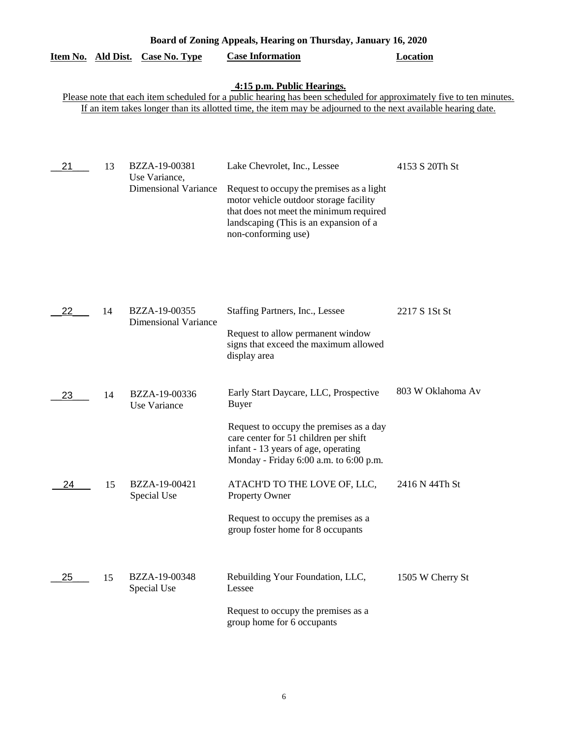# Board of Zoning Appeals, Hearing on Thursday, January 16, 2020

## 4:15 p.m. Public Hearings.

Please note that each item scheduled for a public hearing has been scheduled for approximately five to ten minutes. If an item takes longer than its allotted time, the item may be adjourned to the next available hearing date.

| Item No. | Ald Dist. | Case No. Type | Case Information | Location |
|---|---|---|---|---|
| 21 | 13 | BZZA-19-00381 Use Variance, Dimensional Variance | Lake Chevrolet, Inc., Lessee<br><br>Request to occupy the premises as a light motor vehicle outdoor storage facility that does not meet the minimum required landscaping (This is an expansion of a non-conforming use) | 4153 S 20Th St |
| 22 | 14 | BZZA-19-00355 Dimensional Variance | Staffing Partners, Inc., Lessee<br><br>Request to allow permanent window signs that exceed the maximum allowed display area | 2217 S 1St St |
| 23 | 14 | BZZA-19-00336 Use Variance | Early Start Daycare, LLC, Prospective Buyer<br><br>Request to occupy the premises as a day care center for 51 children per shift infant - 13 years of age, operating Monday - Friday 6:00 a.m. to 6:00 p.m. | 803 W Oklahoma Av |
| 24 | 15 | BZZA-19-00421 Special Use | ATACH'D TO THE LOVE OF, LLC, Property Owner<br><br>Request to occupy the premises as a group foster home for 8 occupants | 2416 N 44Th St |
| 25 | 15 | BZZA-19-00348 Special Use | Rebuilding Your Foundation, LLC, Lessee<br><br>Request to occupy the premises as a group home for 6 occupants | 1505 W Cherry St |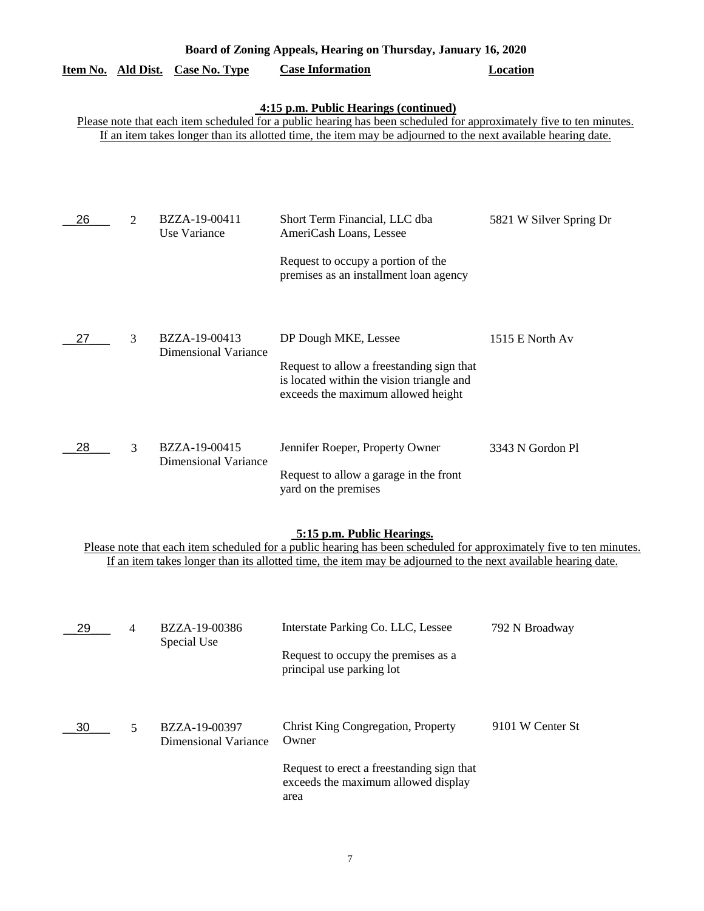# Board of Zoning Appeals, Hearing on Thursday, January 16, 2020

| Item No. | Ald Dist. | Case No. Type | Case Information | Location |
|---|---|---|---|---|

## 4:15 p.m. Public Hearings (continued)

Please note that each item scheduled for a public hearing has been scheduled for approximately five to ten minutes. If an item takes longer than its allotted time, the item may be adjourned to the next available hearing date.

| Item No. | Ald Dist. | Case No. Type | Case Information | Location |
|---|---|---|---|---|
| 26 | 2 | BZZA-19-00411 Use Variance | Short Term Financial, LLC dba AmeriCash Loans, Lessee<br><br>Request to occupy a portion of the premises as an installment loan agency | 5821 W Silver Spring Dr |
| 27 | 3 | BZZA-19-00413 Dimensional Variance | DP Dough MKE, Lessee<br><br>Request to allow a freestanding sign that is located within the vision triangle and exceeds the maximum allowed height | 1515 E North Av |
| 28 | 3 | BZZA-19-00415 Dimensional Variance | Jennifer Roeper, Property Owner<br><br>Request to allow a garage in the front yard on the premises | 3343 N Gordon Pl |

## 5:15 p.m. Public Hearings.

Please note that each item scheduled for a public hearing has been scheduled for approximately five to ten minutes. If an item takes longer than its allotted time, the item may be adjourned to the next available hearing date.

| Item No. | Ald Dist. | Case No. Type | Case Information | Location |
|---|---|---|---|---|
| 29 | 4 | BZZA-19-00386 Special Use | Interstate Parking Co. LLC, Lessee<br><br>Request to occupy the premises as a principal use parking lot | 792 N Broadway |
| 30 | 5 | BZZA-19-00397 Dimensional Variance | Christ King Congregation, Property Owner<br><br>Request to erect a freestanding sign that exceeds the maximum allowed display area | 9101 W Center St |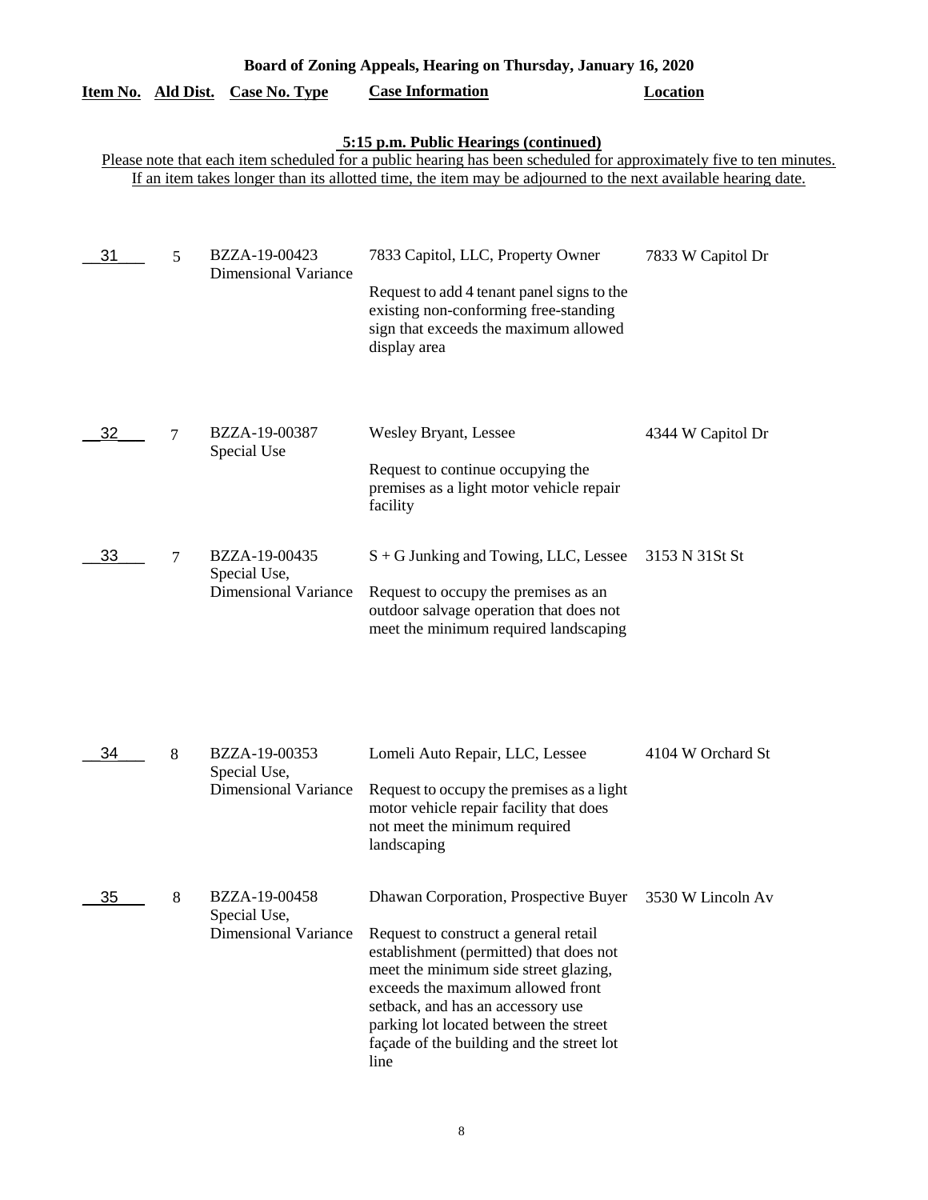**Board of Zoning Appeals, Hearing on Thursday, January 16, 2020**

**5:15 p.m. Public Hearings (continued)**

Please note that each item scheduled for a public hearing has been scheduled for approximately five to ten minutes. If an item takes longer than its allotted time, the item may be adjourned to the next available hearing date.

| Item No. | Ald Dist. | Case No. Type | Case Information | Location |
|---|---|---|---|---|
| 31 | 5 | BZZA-19-00423 Dimensional Variance | 7833 Capitol, LLC, Property Owner<br><br>Request to add 4 tenant panel signs to the existing non-conforming free-standing sign that exceeds the maximum allowed display area | 7833 W Capitol Dr |
| 32 | 7 | BZZA-19-00387 Special Use | Wesley Bryant, Lessee<br><br>Request to continue occupying the premises as a light motor vehicle repair facility | 4344 W Capitol Dr |
| 33 | 7 | BZZA-19-00435 Special Use, Dimensional Variance | S + G Junking and Towing, LLC, Lessee<br><br>Request to occupy the premises as an outdoor salvage operation that does not meet the minimum required landscaping | 3153 N 31St St |
| 34 | 8 | BZZA-19-00353 Special Use, Dimensional Variance | Lomeli Auto Repair, LLC, Lessee<br><br>Request to occupy the premises as a light motor vehicle repair facility that does not meet the minimum required landscaping | 4104 W Orchard St |
| 35 | 8 | BZZA-19-00458 Special Use, Dimensional Variance | Dhawan Corporation, Prospective Buyer<br><br>Request to construct a general retail establishment (permitted) that does not meet the minimum side street glazing, exceeds the maximum allowed front setback, and has an accessory use parking lot located between the street façade of the building and the street lot line | 3530 W Lincoln Av |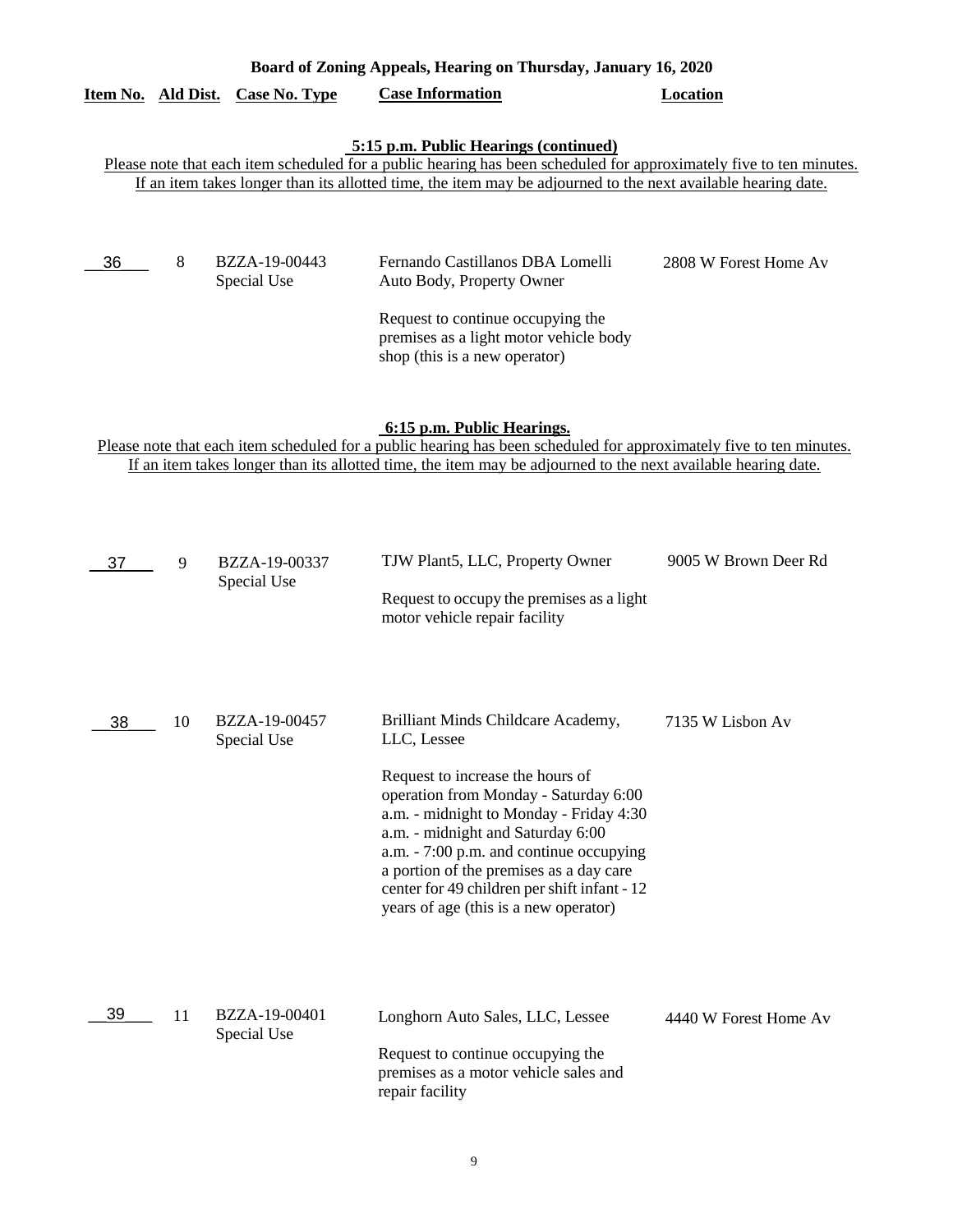**Board of Zoning Appeals, Hearing on Thursday, January 16, 2020**

| Item No. | Ald Dist. | Case No. Type | Case Information | Location |
|---|---|---|---|---|

**5:15 p.m. Public Hearings (continued)**

Please note that each item scheduled for a public hearing has been scheduled for approximately five to ten minutes. If an item takes longer than its allotted time, the item may be adjourned to the next available hearing date.

| Item No. | Ald Dist. | Case No. Type | Case Information | Location |
|---|---|---|---|---|
| 36 | 8 | BZZA-19-00443 Special Use | Fernando Castillanos DBA Lomelli Auto Body, Property Owner<br><br>Request to continue occupying the premises as a light motor vehicle body shop (this is a new operator) | 2808 W Forest Home Av |

**6:15 p.m. Public Hearings.**

Please note that each item scheduled for a public hearing has been scheduled for approximately five to ten minutes. If an item takes longer than its allotted time, the item may be adjourned to the next available hearing date.

| Item No. | Ald Dist. | Case No. Type | Case Information | Location |
|---|---|---|---|---|
| 37 | 9 | BZZA-19-00337 Special Use | TJW Plant5, LLC, Property Owner<br><br>Request to occupy the premises as a light motor vehicle repair facility | 9005 W Brown Deer Rd |
| 38 | 10 | BZZA-19-00457 Special Use | Brilliant Minds Childcare Academy, LLC, Lessee<br><br>Request to increase the hours of operation from Monday - Saturday 6:00 a.m. - midnight to Monday - Friday 4:30 a.m. - midnight and Saturday 6:00 a.m. - 7:00 p.m. and continue occupying a portion of the premises as a day care center for 49 children per shift infant - 12 years of age (this is a new operator) | 7135 W Lisbon Av |
| 39 | 11 | BZZA-19-00401 Special Use | Longhorn Auto Sales, LLC, Lessee<br><br>Request to continue occupying the premises as a motor vehicle sales and repair facility | 4440 W Forest Home Av |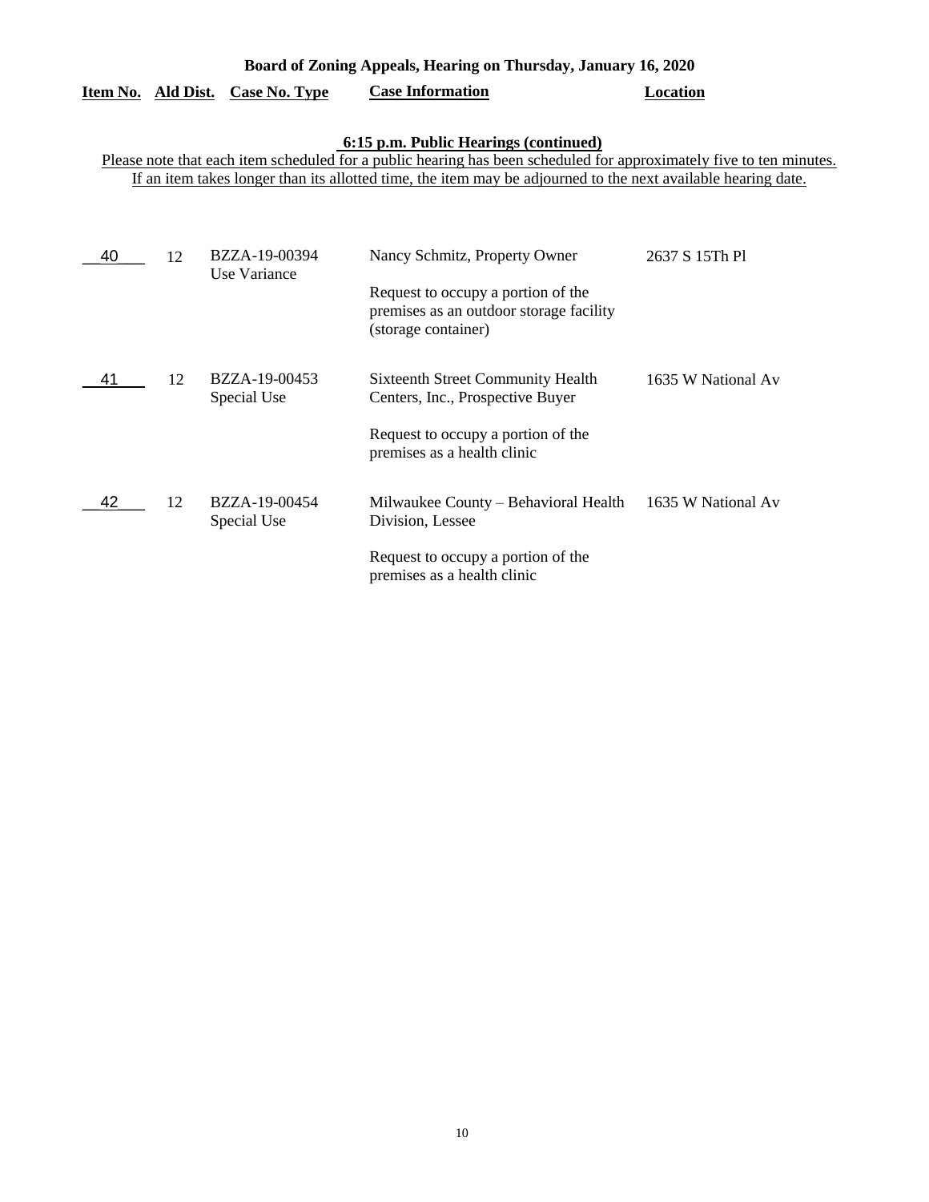**Board of Zoning Appeals, Hearing on Thursday, January 16, 2020**

**6:15 p.m. Public Hearings (continued)**

Please note that each item scheduled for a public hearing has been scheduled for approximately five to ten minutes. If an item takes longer than its allotted time, the item may be adjourned to the next available hearing date.

| Item No. | Ald Dist. | Case No. Type | Case Information | Location |
|---|---|---|---|---|
| 40 | 12 | BZZA-19-00394<br>Use Variance | Nancy Schmitz, Property Owner<br><br>Request to occupy a portion of the premises as an outdoor storage facility (storage container) | 2637 S 15Th Pl |
| 41 | 12 | BZZA-19-00453<br>Special Use | Sixteenth Street Community Health Centers, Inc., Prospective Buyer<br><br>Request to occupy a portion of the premises as a health clinic | 1635 W National Av |
| 42 | 12 | BZZA-19-00454<br>Special Use | Milwaukee County – Behavioral Health Division, Lessee<br><br>Request to occupy a portion of the premises as a health clinic | 1635 W National Av |